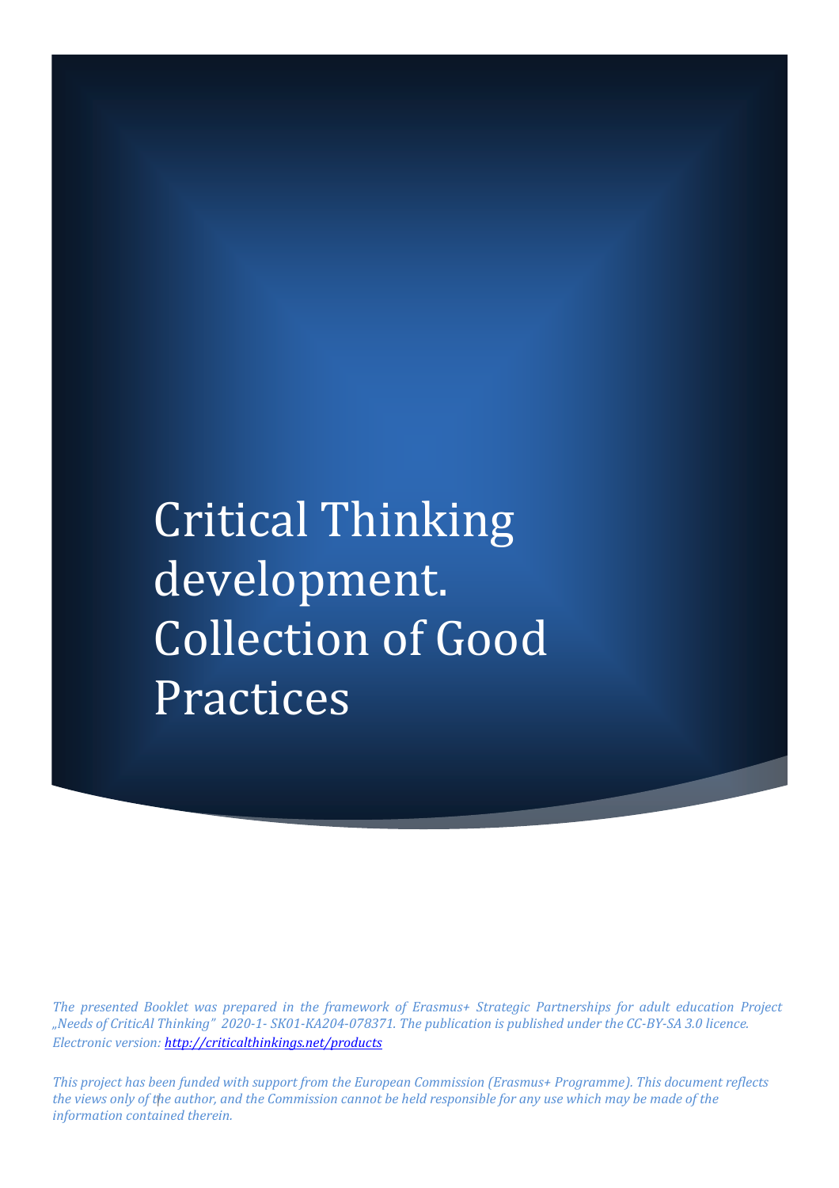# Critical Thinking development. Collection of Good Practices

*The presented Booklet was prepared in the framework of Erasmus+ Strategic Partnerships for adult education Project „Needs of CriticAl Thinking" 2020-1- SK01-KA204-078371. The publication is published under the CC-BY-SA 3.0 licence. Electronic version: [http://criticalthinkings.net/products](http://criticalthinkings.net/products)*

*This project has been funded with support from the European Commission (Erasmus+ Programme). This document reflects the views only of the author, and the Commission cannot be held responsible for any use which may be made of the information contained therein.*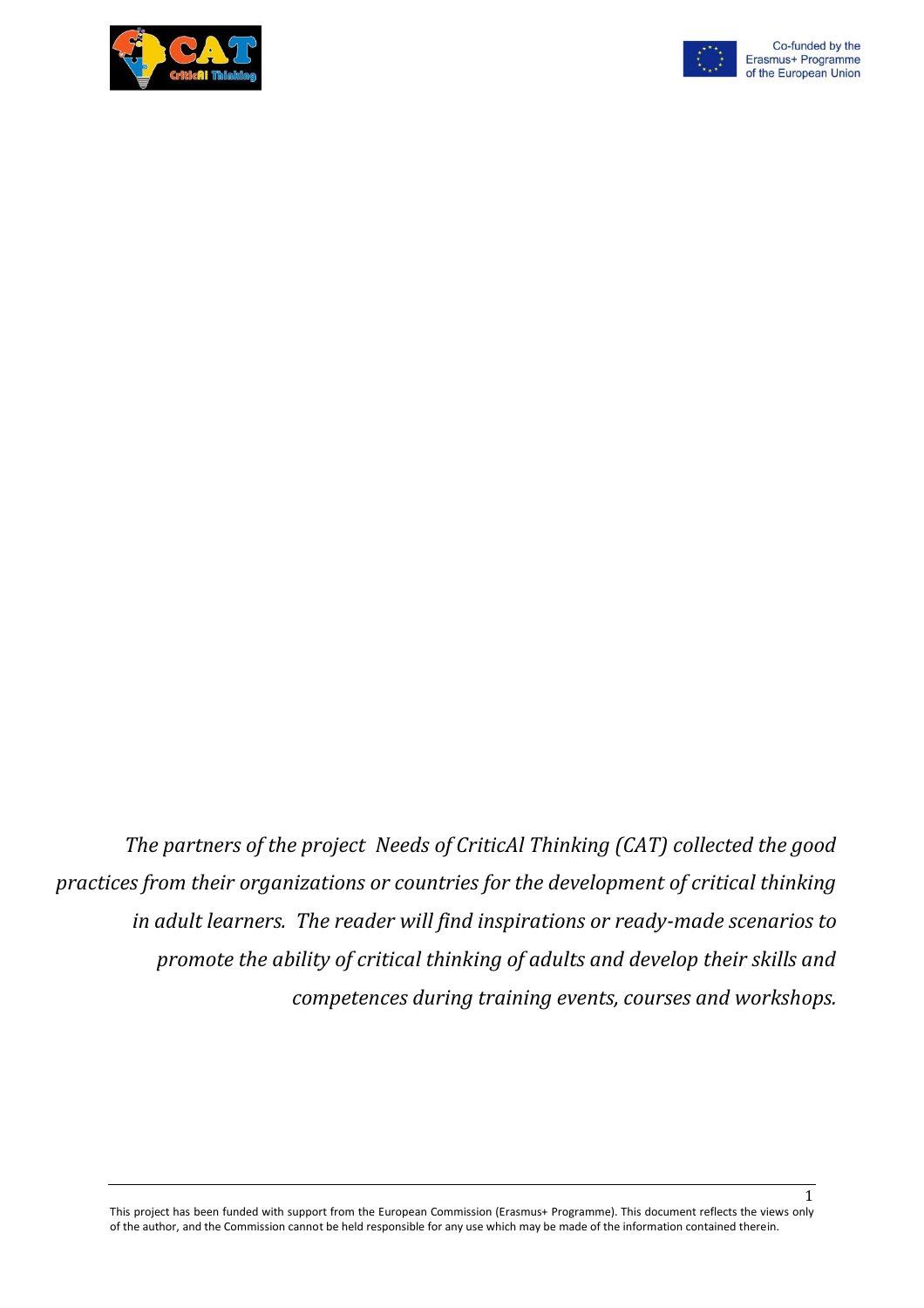*The partners of the project Needs of CriticAl Thinking (CAT) collected the good practices from their organizations or countries for the development of critical thinking in adult learners. The reader will find inspirations or ready-made scenarios to promote the ability of critical thinking of adults and develop their skills and competences during training events, courses and workshops.*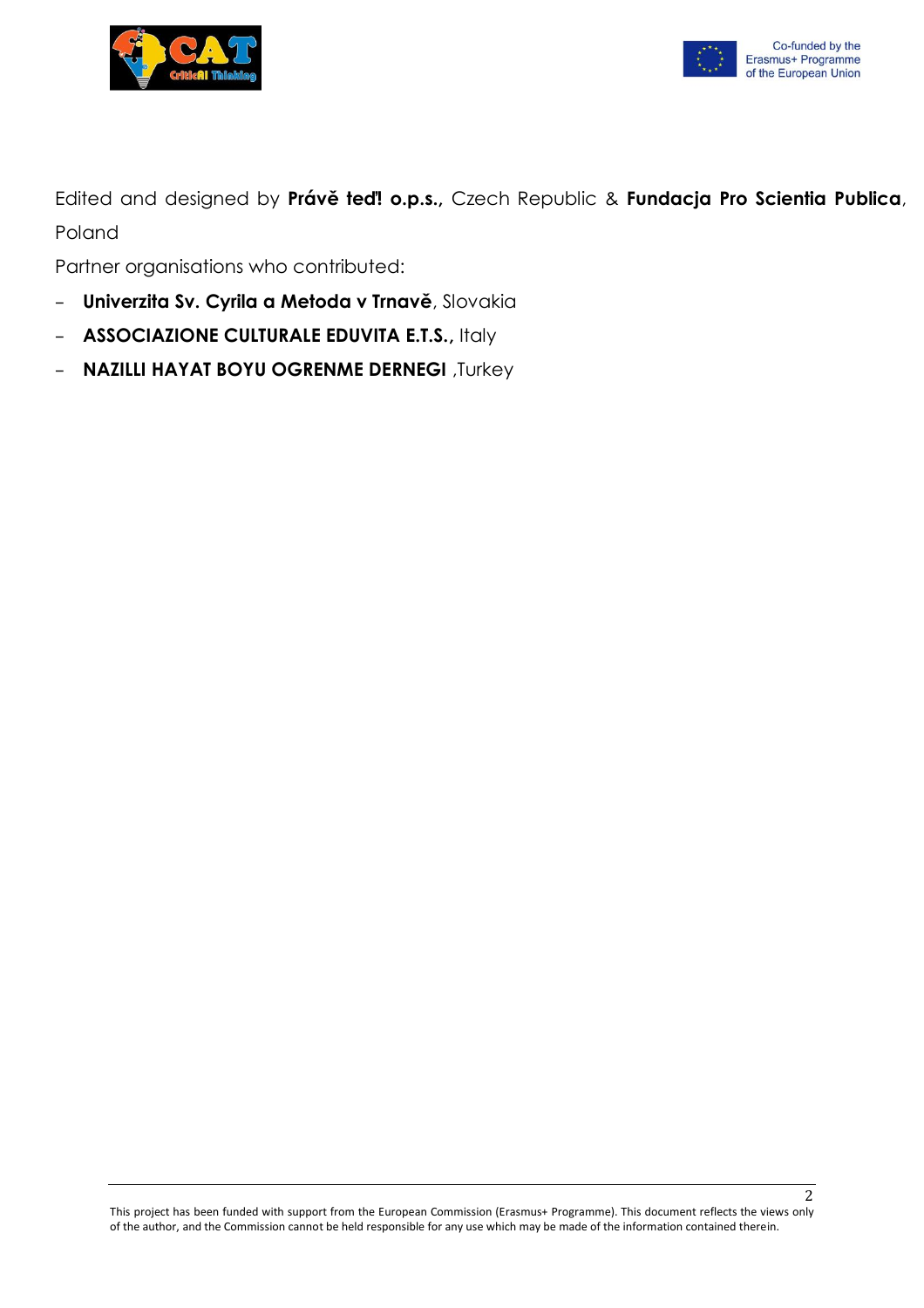Edited and designed by **Právě teď! o.p.s.,** Czech Republic & **Fundacja Pro Scientia Publica**, Poland

Partner organisations who contributed:

- **Univerzita Sv. Cyrila a Metoda v Trnavě**, Slovakia
- **ASSOCIAZIONE CULTURALE EDUVITA E.T.S.,** Italy
- **NAZILLI HAYAT BOYU OGRENME DERNEGI** ,Turkey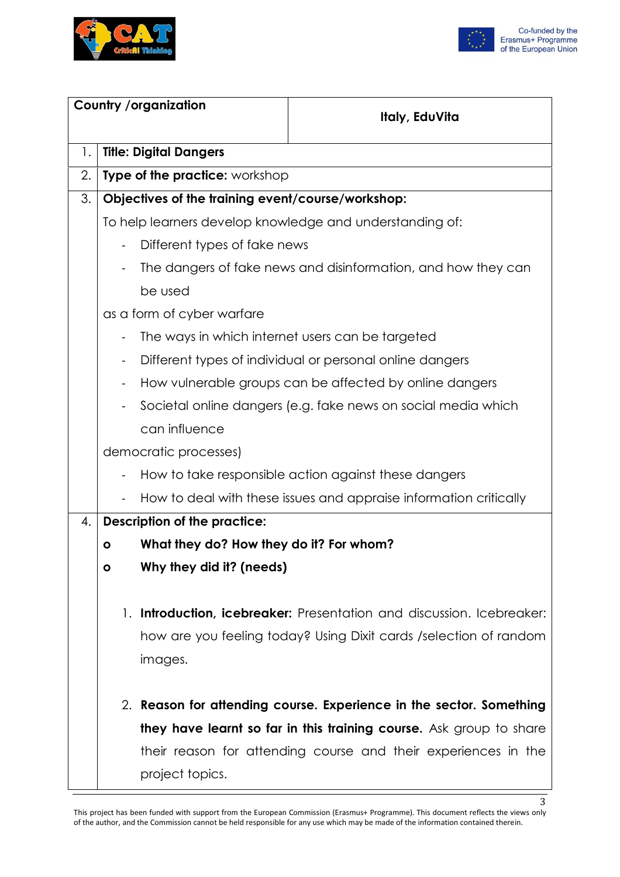| Country /organization | Italy, EduVita |
|---|---|
| 1. | **Title: Digital Dangers** |
| 2. | **Type of the practice:** workshop |
| 3. | **Objectives of the training event/course/workshop:**<br>To help learners develop knowledge and understanding of:<br>- Different types of fake news<br>- The dangers of fake news and disinformation, and how they can be used<br>as a form of cyber warfare<br>- The ways in which internet users can be targeted<br>- Different types of individual or personal online dangers<br>- How vulnerable groups can be affected by online dangers<br>- Societal online dangers (e.g. fake news on social media which can influence<br>democratic processes)<br>- How to take responsible action against these dangers<br>- How to deal with these issues and appraise information critically |
| 4. | **Description of the practice:**<br>o **What they do? How they do it? For whom?**<br>o **Why they did it? (needs)**<br><br>1. **Introduction, icebreaker:** Presentation and discussion. Icebreaker: how are you feeling today? Using Dixit cards /selection of random images.<br><br>2. **Reason for attending course. Experience in the sector. Something they have learnt so far in this training course.** Ask group to share their reason for attending course and their experiences in the project topics. |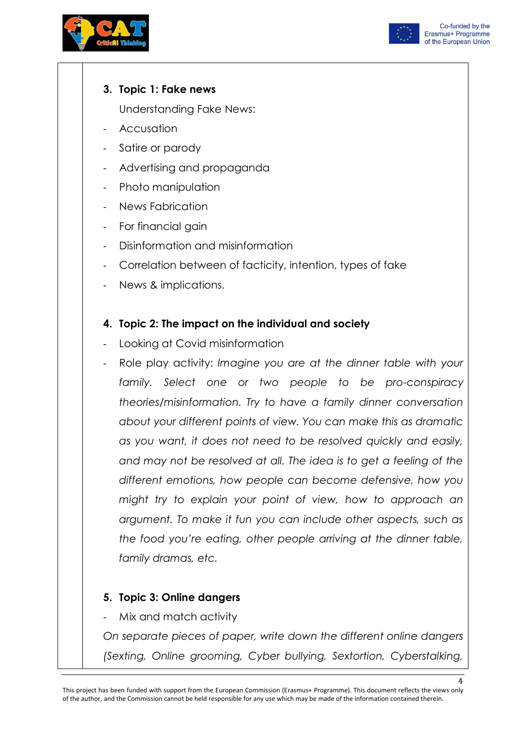### 3. Topic 1: Fake news

Understanding Fake News:

- Accusation
- Satire or parody
- Advertising and propaganda
- Photo manipulation
- News Fabrication
- For financial gain
- Disinformation and misinformation
- Correlation between of facticity, intention, types of fake
- News & implications.

### 4. Topic 2: The impact on the individual and society

- Looking at Covid misinformation
- Role play activity: *Imagine you are at the dinner table with your family. Select one or two people to be pro-conspiracy theories/misinformation. Try to have a family dinner conversation about your different points of view. You can make this as dramatic as you want, it does not need to be resolved quickly and easily, and may not be resolved at all. The idea is to get a feeling of the different emotions, how people can become defensive, how you might try to explain your point of view, how to approach an argument. To make it fun you can include other aspects, such as the food you're eating, other people arriving at the dinner table, family dramas, etc.*

### 5. Topic 3: Online dangers

- Mix and match activity

*On separate pieces of paper, write down the different online dangers (Sexting, Online grooming, Cyber bullying, Sextortion, Cyberstalking,*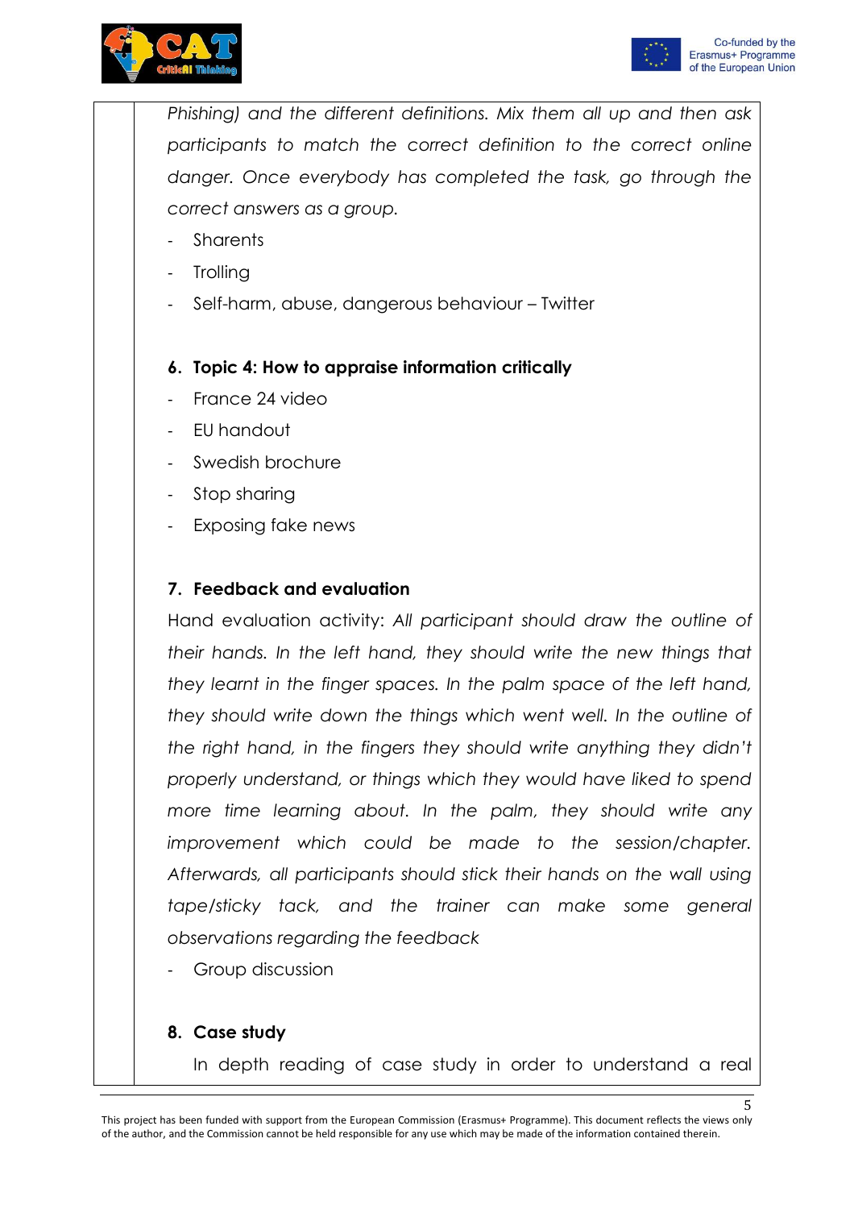*Phishing) and the different definitions. Mix them all up and then ask participants to match the correct definition to the correct online danger. Once everybody has completed the task, go through the correct answers as a group.*

- Sharents
- Trolling
- Self-harm, abuse, dangerous behaviour – Twitter

**6. Topic 4: How to appraise information critically**

- France 24 video
- EU handout
- Swedish brochure
- Stop sharing
- Exposing fake news

**7. Feedback and evaluation**

Hand evaluation activity: *All participant should draw the outline of their hands. In the left hand, they should write the new things that they learnt in the finger spaces. In the palm space of the left hand, they should write down the things which went well. In the outline of the right hand, in the fingers they should write anything they didn't properly understand, or things which they would have liked to spend more time learning about. In the palm, they should write any improvement which could be made to the session/chapter. Afterwards, all participants should stick their hands on the wall using tape/sticky tack, and the trainer can make some general observations regarding the feedback*

- Group discussion

**8. Case study**

In depth reading of case study in order to understand a real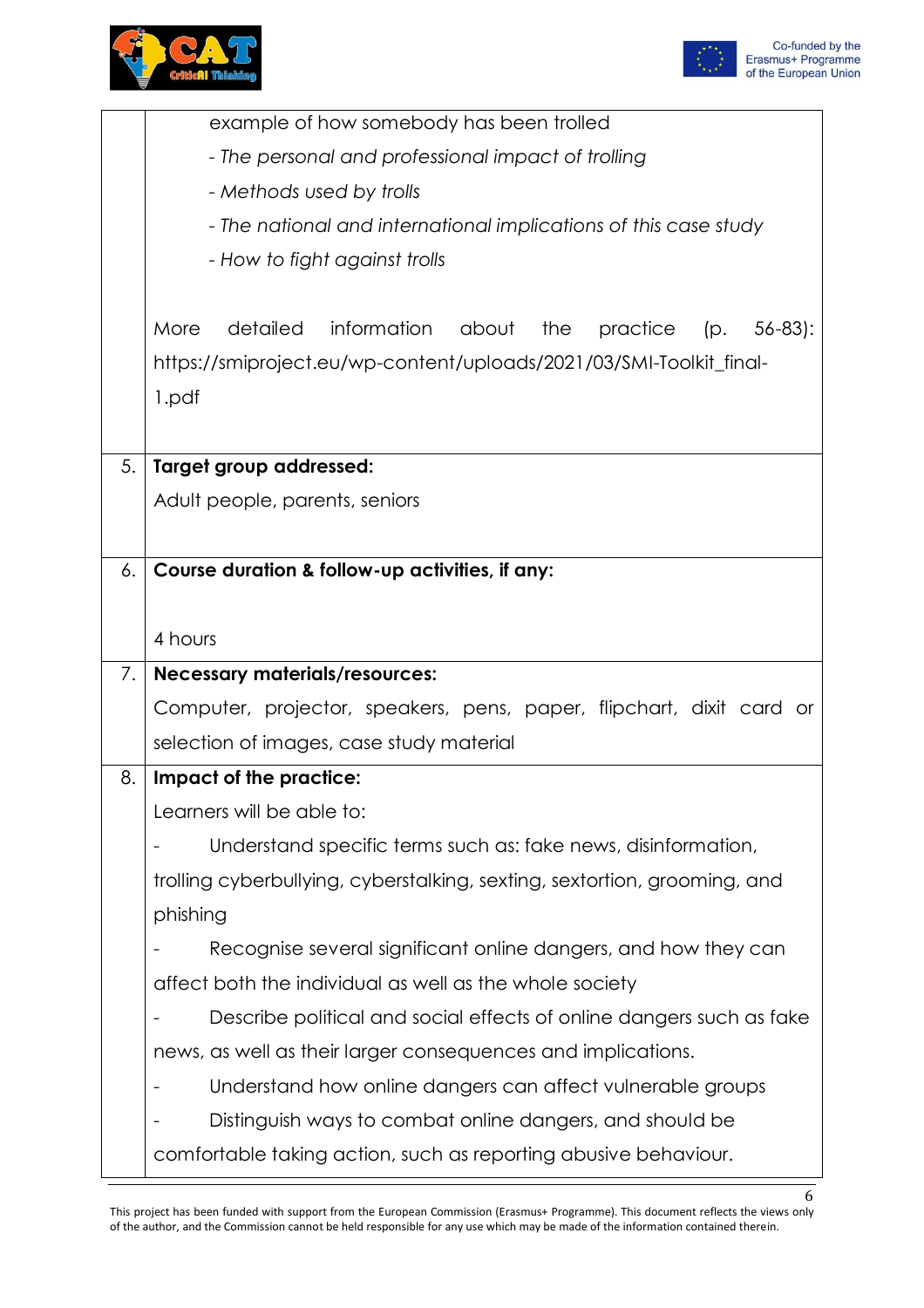|  |  |
|---|---|
|  | example of how somebody has been trolled<br>- *The personal and professional impact of trolling*<br>- *Methods used by trolls*<br>- *The national and international implications of this case study*<br>- *How to fight against trolls*<br><br>More detailed information about the practice (p. 56-83): https://smiproject.eu/wp-content/uploads/2021/03/SMI-Toolkit_final-1.pdf |
| 5. | **Target group addressed:**<br>Adult people, parents, seniors |
| 6. | **Course duration & follow-up activities, if any:**<br><br>4 hours |
| 7. | **Necessary materials/resources:**<br>Computer, projector, speakers, pens, paper, flipchart, dixit card or selection of images, case study material |
| 8. | **Impact of the practice:**<br>Learners will be able to:<br>- Understand specific terms such as: fake news, disinformation, trolling cyberbullying, cyberstalking, sexting, sextortion, grooming, and phishing<br>- Recognise several significant online dangers, and how they can affect both the individual as well as the whole society<br>- Describe political and social effects of online dangers such as fake news, as well as their larger consequences and implications.<br>- Understand how online dangers can affect vulnerable groups<br>- Distinguish ways to combat online dangers, and should be comfortable taking action, such as reporting abusive behaviour. |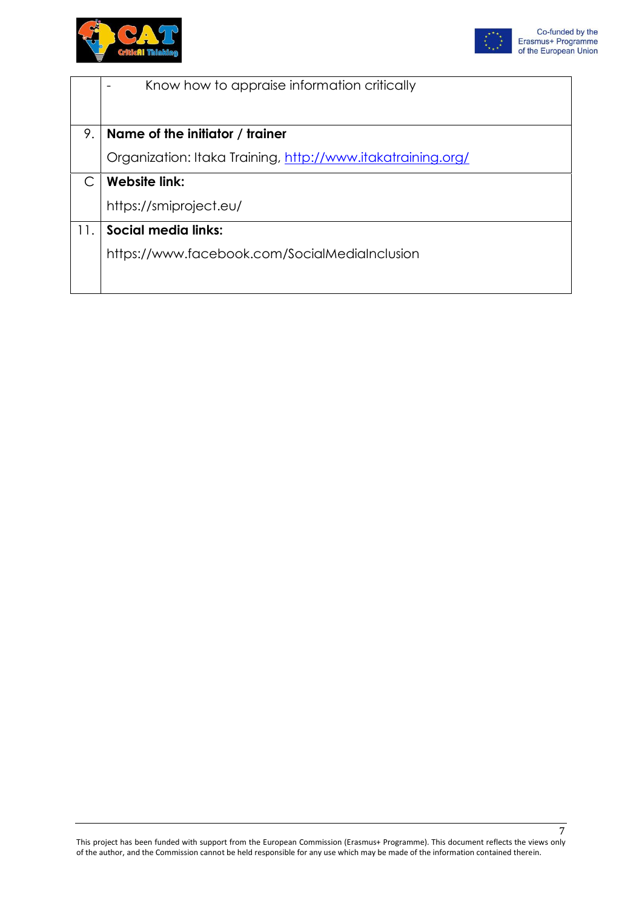| | |
|---|---|
| | - Know how to appraise information critically |
| 9. | **Name of the initiator / trainer**<br>Organization: Itaka Training, http://www.itakatraining.org/ |
| C | **Website link:**<br>https://smiproject.eu/ |
| 11. | **Social media links:**<br>https://www.facebook.com/SocialMediaInclusion |

This project has been funded with support from the European Commission (Erasmus+ Programme). This document reflects the views only of the author, and the Commission cannot be held responsible for any use which may be made of the information contained therein.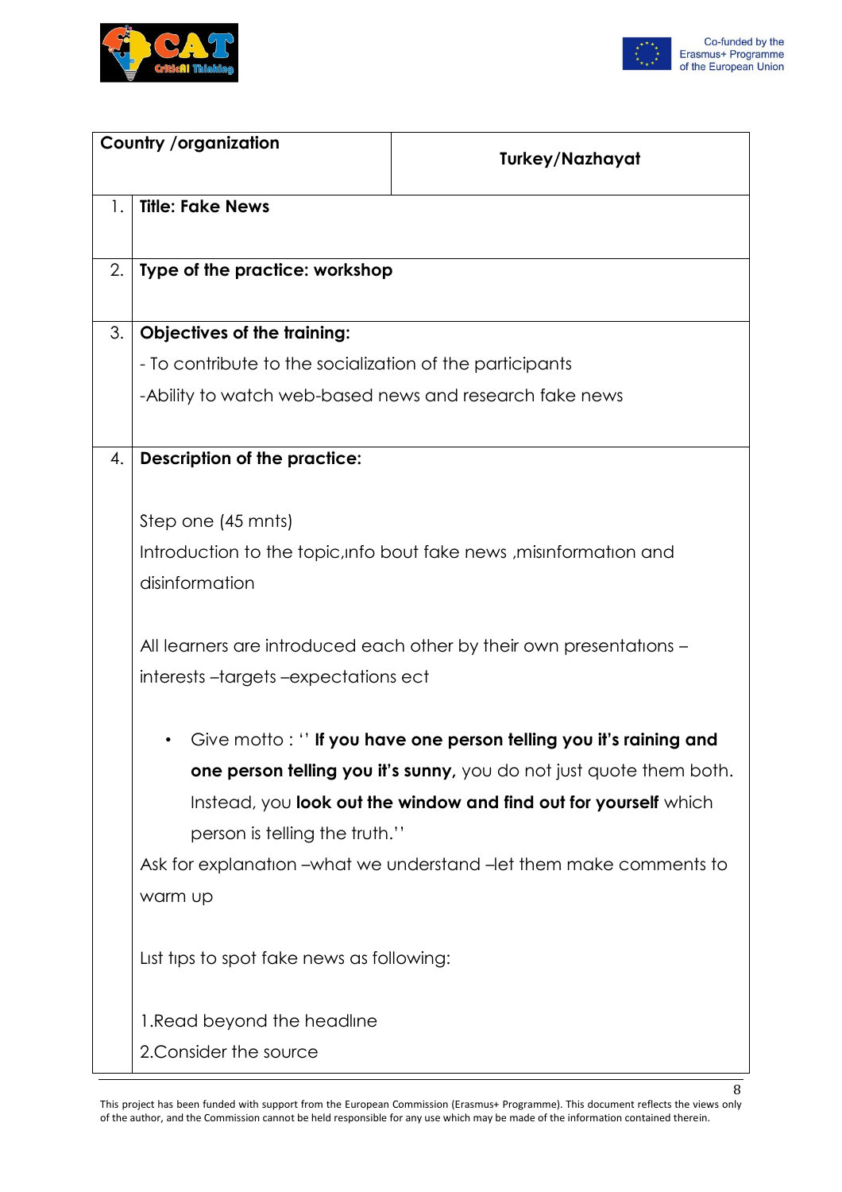| Country /organization | Turkey/Nazhayat |
|---|---|
| 1. | **Title: Fake News** |
| 2. | **Type of the practice: workshop** |
| 3. | **Objectives of the training:**<br>- To contribute to the socialization of the participants<br>-Ability to watch web-based news and research fake news |
| 4. | **Description of the practice:**<br><br>Step one (45 mnts)<br>Introduction to the topic,ınfo bout fake news ,mısınformatıon and disinformation<br><br>All learners are introduced each other by their own presentatıons – interests –targets –expectations ect<br><br>• Give motto : '' **If you have one person telling you it's raining and one person telling you it's sunny,** you do not just quote them both. Instead, you **look out the window and find out for yourself** which person is telling the truth.''<br><br>Ask for explanatıon –what we understand –let them make comments to warm up<br><br>Lıst tıps to spot fake news as following:<br><br>1.Read beyond the headlıne<br>2.Consider the source |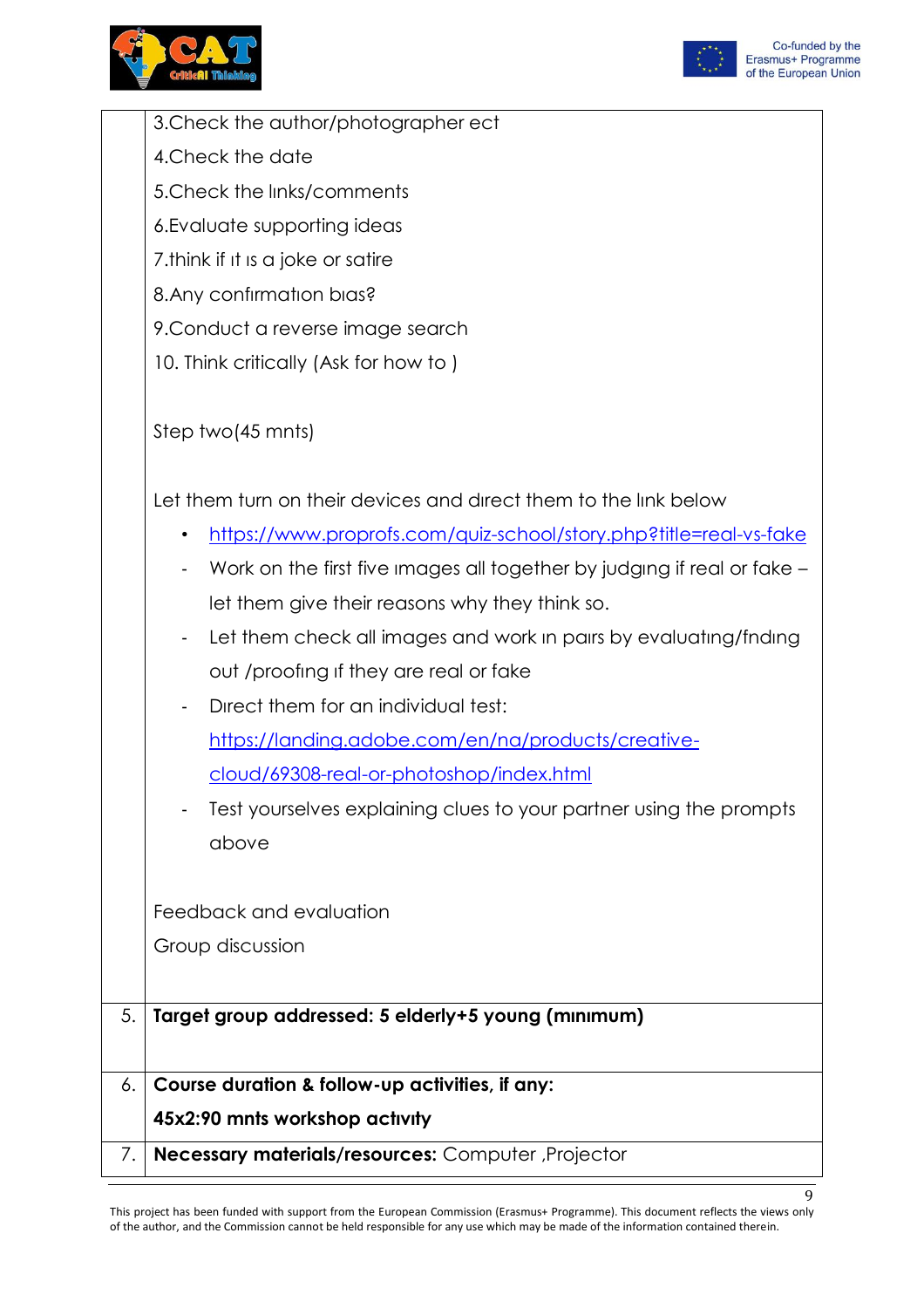| | |
|---|---|
| | 3.Check the author/photographer ect<br><br>4.Check the date<br><br>5.Check the lınks/comments<br><br>6.Evaluate supporting ideas<br><br>7.think if ıt ıs a joke or satire<br><br>8.Any confırmatıon bıas?<br><br>9.Conduct a reverse image search<br><br>10. Think critically (Ask for how to )<br><br>Step two(45 mnts)<br><br>Let them turn on their devices and dırect them to the lınk below<br><br>• https://www.proprofs.com/quiz-school/story.php?title=real-vs-fake<br><br>- Work on the first five ımages all together by judgıng if real or fake – let them give their reasons why they think so.<br><br>- Let them check all images and work ın pairs by evaluatıng/fndıng out /proofıng ıf they are real or fake<br><br>- Dırect them for an individual test: https://landing.adobe.com/en/na/products/creative-cloud/69308-real-or-photoshop/index.html<br><br>- Test yourselves explaining clues to your partner using the prompts above<br><br>Feedback and evaluation<br><br>Group discussion |
| 5. | **Target group addressed: 5 elderly+5 young (mınımum)** |
| 6. | **Course duration & follow-up activities, if any:**<br><br>**45x2:90 mnts workshop actıvıty** |
| 7. | **Necessary materials/resources:** Computer ,Projector |

This project has been funded with support from the European Commission (Erasmus+ Programme). This document reflects the views only of the author, and the Commission cannot be held responsible for any use which may be made of the information contained therein.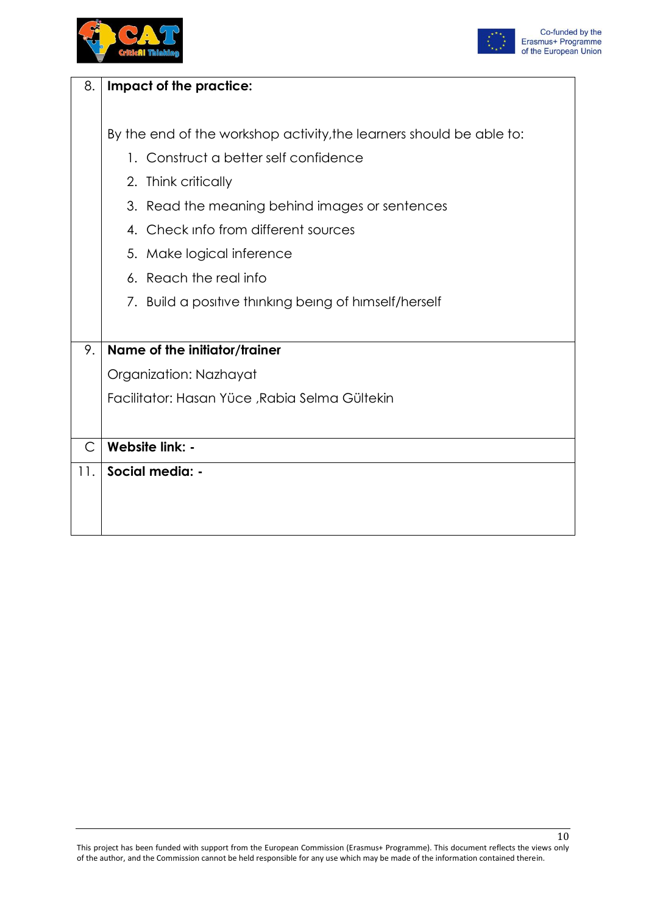| 8. | **Impact of the practice:**<br><br>By the end of the workshop activity,the learners should be able to:<br>1. Construct a better self confidence<br>2. Think critically<br>3. Read the meaning behind images or sentences<br>4. Check ınfo from different sources<br>5. Make logical inference<br>6. Reach the real info<br>7. Build a posıtıve thınkıng beıng of hımself/herself |
|---|---|
| 9. | **Name of the initiator/trainer**<br>Organization: Nazhayat<br>Facilitator: Hasan Yüce ,Rabia Selma Gültekin |
| C | **Website link: -** |
| 11. | **Social media: -** |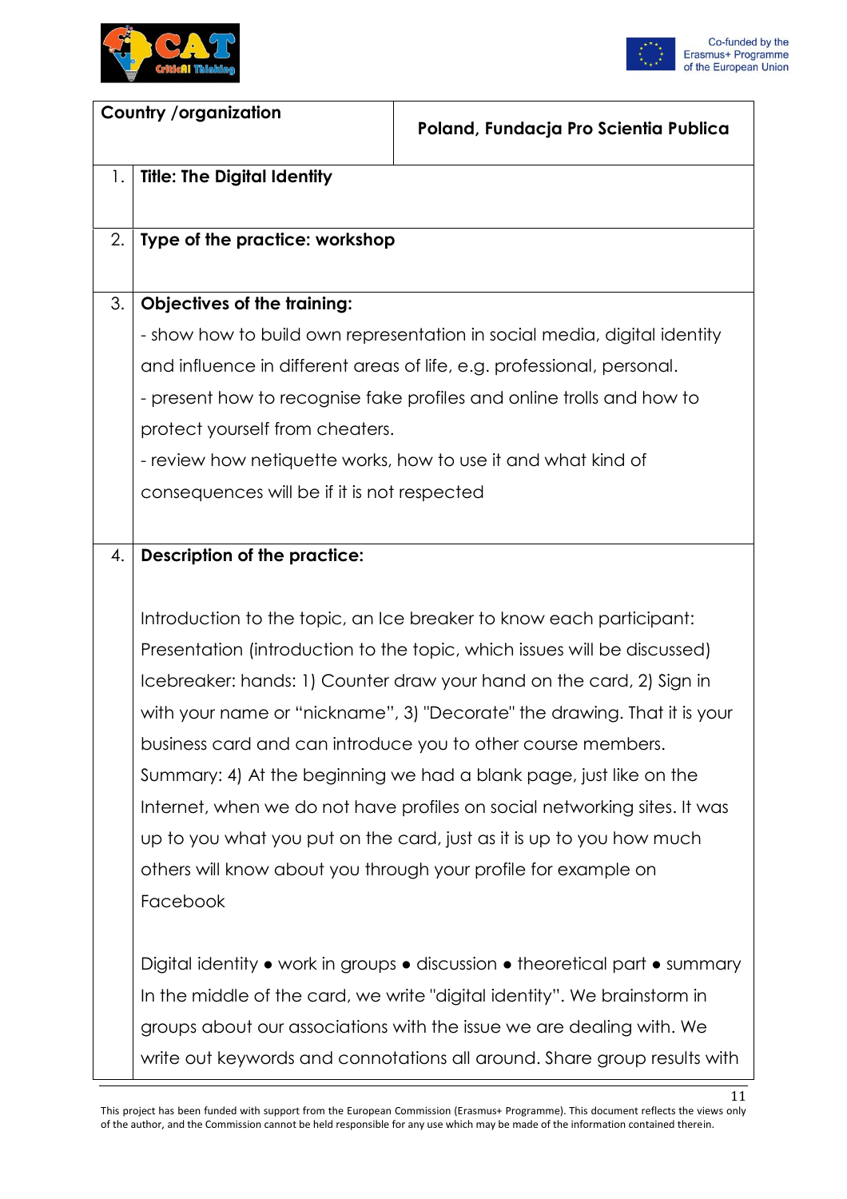| Country /organization | Poland, Fundacja Pro Scientia Publica |
|---|---|

1. **Title: The Digital Identity**

2. **Type of the practice: workshop**

3. **Objectives of the training:**

   - show how to build own representation in social media, digital identity and influence in different areas of life, e.g. professional, personal.
   - present how to recognise fake profiles and online trolls and how to protect yourself from cheaters.
   - review how netiquette works, how to use it and what kind of consequences will be if it is not respected

4. **Description of the practice:**

   Introduction to the topic, an Ice breaker to know each participant: Presentation (introduction to the topic, which issues will be discussed) Icebreaker: hands: 1) Counter draw your hand on the card, 2) Sign in with your name or "nickname", 3) "Decorate" the drawing. That it is your business card and can introduce you to other course members. Summary: 4) At the beginning we had a blank page, just like on the Internet, when we do not have profiles on social networking sites. It was up to you what you put on the card, just as it is up to you how much others will know about you through your profile for example on Facebook

   Digital identity ● work in groups ● discussion ● theoretical part ● summary In the middle of the card, we write "digital identity". We brainstorm in groups about our associations with the issue we are dealing with. We write out keywords and connotations all around. Share group results with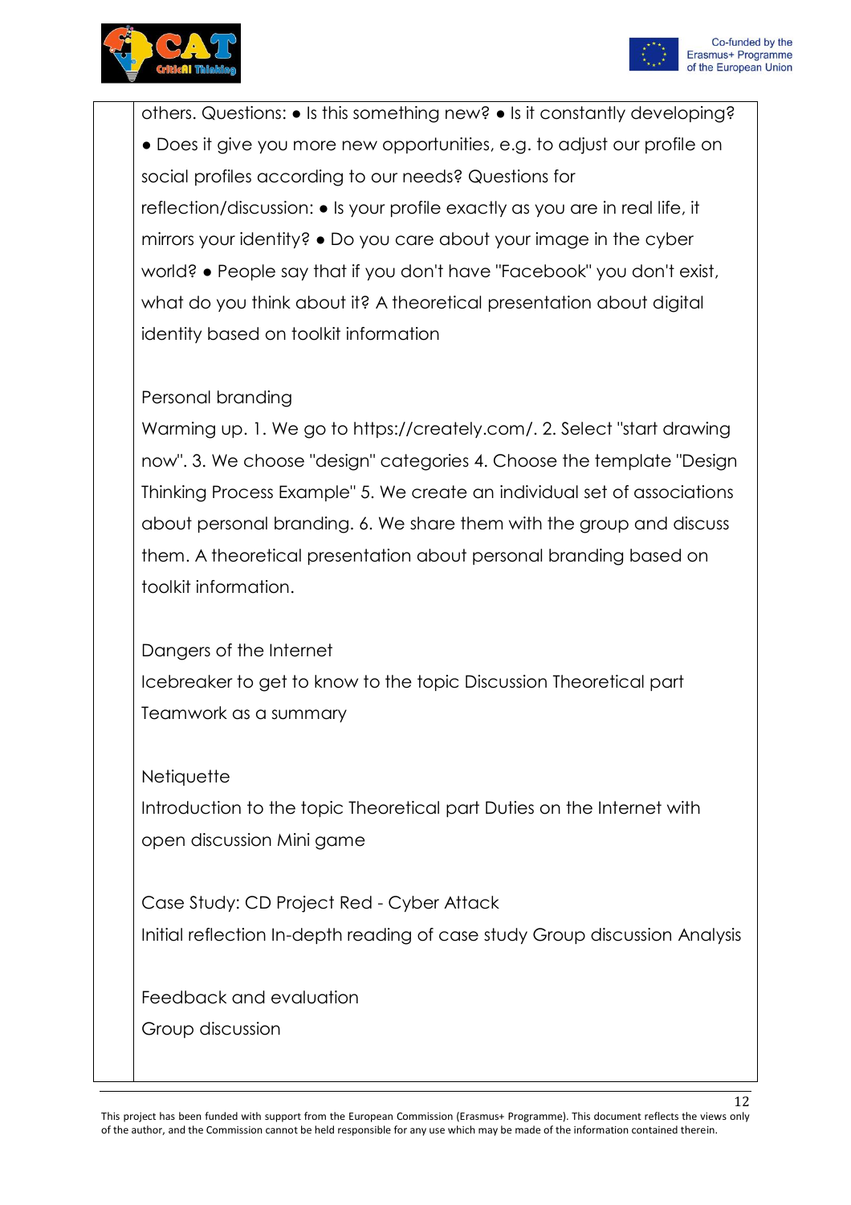| | |
|---|---|
| | others. Questions: ● Is this something new? ● Is it constantly developing? ● Does it give you more new opportunities, e.g. to adjust our profile on social profiles according to our needs? Questions for reflection/discussion: ● Is your profile exactly as you are in real life, it mirrors your identity? ● Do you care about your image in the cyber world? ● People say that if you don't have "Facebook" you don't exist, what do you think about it? A theoretical presentation about digital identity based on toolkit information<br><br>Personal branding<br>Warming up. 1. We go to https://creately.com/. 2. Select "start drawing now". 3. We choose "design" categories 4. Choose the template "Design Thinking Process Example" 5. We create an individual set of associations about personal branding. 6. We share them with the group and discuss them. A theoretical presentation about personal branding based on toolkit information.<br><br>Dangers of the Internet<br>Icebreaker to get to know to the topic Discussion Theoretical part Teamwork as a summary<br><br>Netiquette<br>Introduction to the topic Theoretical part Duties on the Internet with open discussion Mini game<br><br>Case Study: CD Project Red - Cyber Attack<br>Initial reflection In-depth reading of case study Group discussion Analysis<br><br>Feedback and evaluation<br>Group discussion |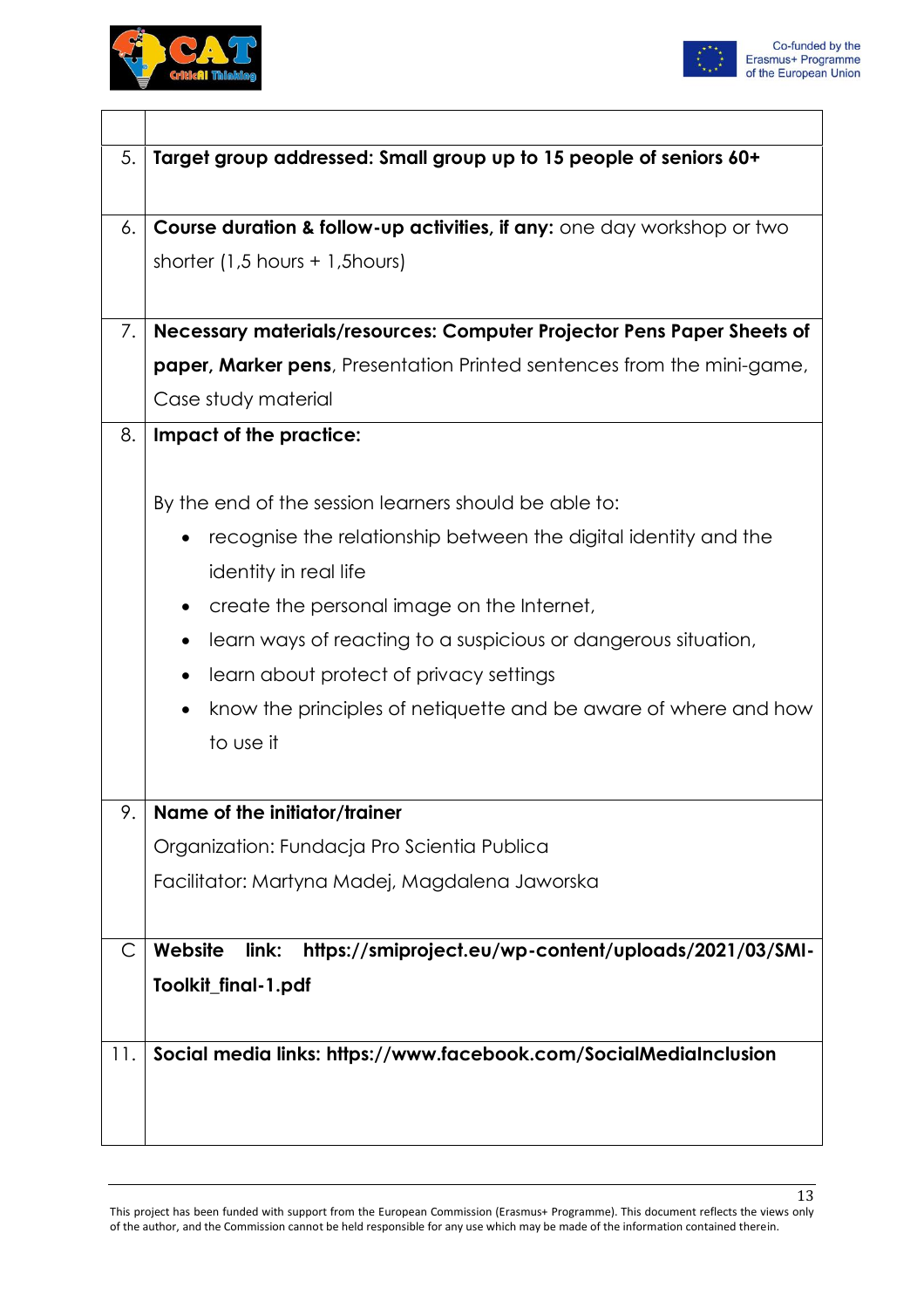| | |
|---|---|
| 5. | **Target group addressed: Small group up to 15 people of seniors 60+** |
| 6. | **Course duration & follow-up activities, if any:** one day workshop or two shorter (1,5 hours + 1,5hours) |
| 7. | **Necessary materials/resources: Computer Projector Pens Paper Sheets of paper, Marker pens**, Presentation Printed sentences from the mini-game, Case study material |
| 8. | **Impact of the practice:**<br><br>By the end of the session learners should be able to:<br>• recognise the relationship between the digital identity and the identity in real life<br>• create the personal image on the Internet,<br>• learn ways of reacting to a suspicious or dangerous situation,<br>• learn about protect of privacy settings<br>• know the principles of netiquette and be aware of where and how to use it |
| 9. | **Name of the initiator/trainer**<br>Organization: Fundacja Pro Scientia Publica<br>Facilitator: Martyna Madej, Magdalena Jaworska |
| C | **Website link: https://smiproject.eu/wp-content/uploads/2021/03/SMI-Toolkit_final-1.pdf** |
| 11. | **Social media links: https://www.facebook.com/SocialMediaInclusion** |

This project has been funded with support from the European Commission (Erasmus+ Programme). This document reflects the views only of the author, and the Commission cannot be held responsible for any use which may be made of the information contained therein.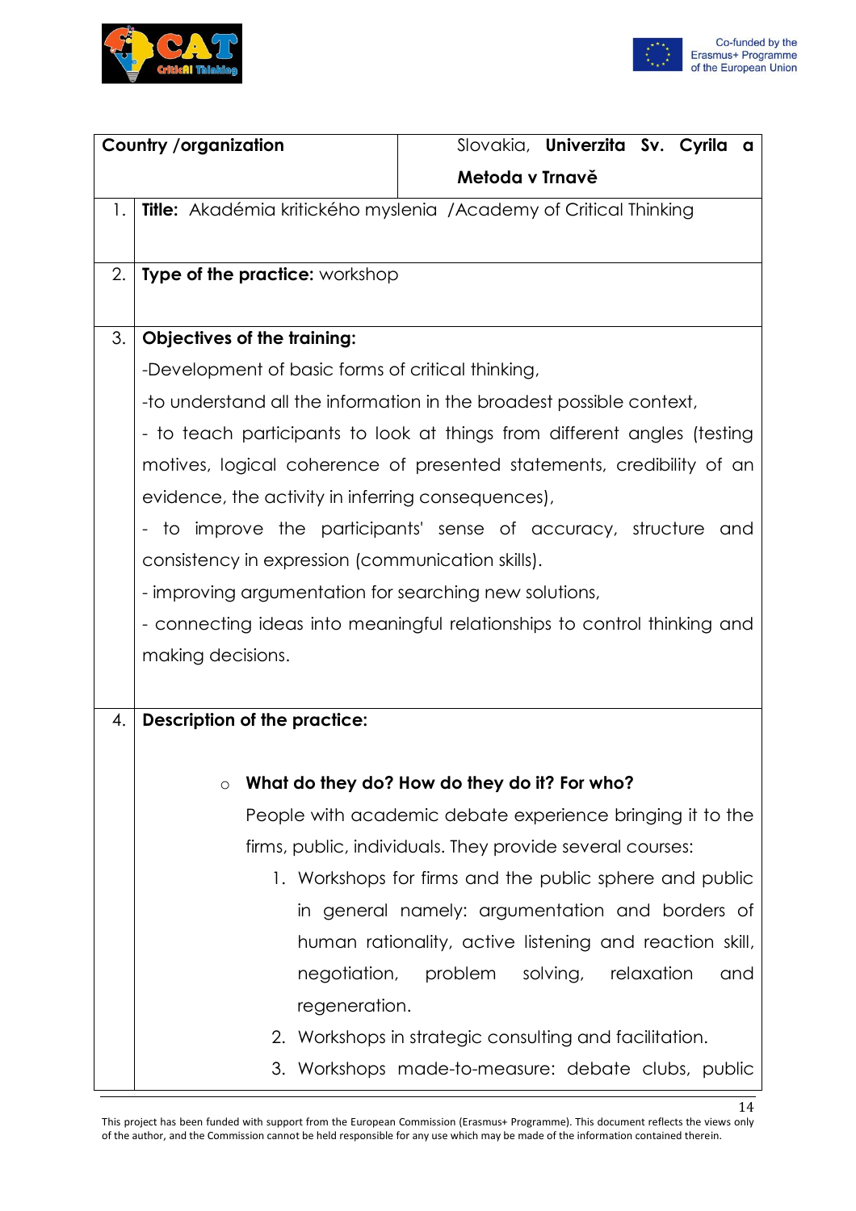| Country /organization | Slovakia, **Univerzita Sv. Cyrila a Metoda v Trnavě** |
|---|---|

| | |
|---|---|
| 1. | **Title:** Akadémia kritického myslenia /Academy of Critical Thinking |
| 2. | **Type of the practice:** workshop |
| 3. | **Objectives of the training:**<br>-Development of basic forms of critical thinking,<br>-to understand all the information in the broadest possible context,<br>- to teach participants to look at things from different angles (testing motives, logical coherence of presented statements, credibility of an evidence, the activity in inferring consequences),<br>- to improve the participants' sense of accuracy, structure and consistency in expression (communication skills).<br>- improving argumentation for searching new solutions,<br>- connecting ideas into meaningful relationships to control thinking and making decisions. |
| 4. | **Description of the practice:**<br><br>○ **What do they do? How do they do it? For who?**<br>People with academic debate experience bringing it to the firms, public, individuals. They provide several courses:<br>1. Workshops for firms and the public sphere and public in general namely: argumentation and borders of human rationality, active listening and reaction skill, negotiation, problem solving, relaxation and regeneration.<br>2. Workshops in strategic consulting and facilitation.<br>3. Workshops made-to-measure: debate clubs, public |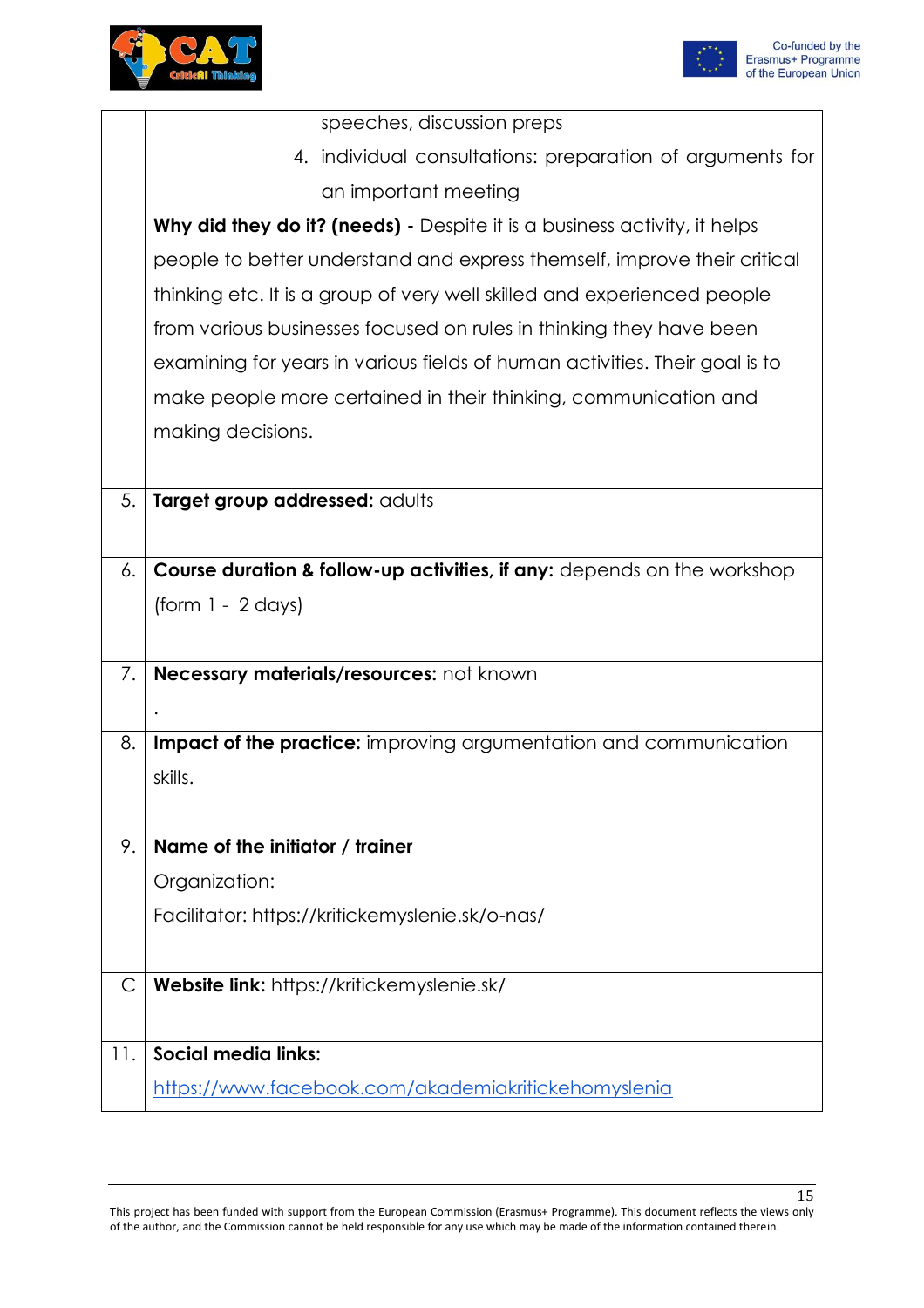|  |  |
|---|---|
|  | speeches, discussion preps<br>4. individual consultations: preparation of arguments for an important meeting<br>**Why did they do it? (needs) -** Despite it is a business activity, it helps people to better understand and express themself, improve their critical thinking etc. It is a group of very well skilled and experienced people from various businesses focused on rules in thinking they have been examining for years in various fields of human activities. Their goal is to make people more certained in their thinking, communication and making decisions. |
| 5. | **Target group addressed:** adults |
| 6. | **Course duration & follow-up activities, if any:** depends on the workshop (form 1 - 2 days) |
| 7. | **Necessary materials/resources:** not known<br>. |
| 8. | **Impact of the practice:** improving argumentation and communication skills. |
| 9. | **Name of the initiator / trainer**<br>Organization:<br>Facilitator: https://kritickemyslenie.sk/o-nas/ |
| C | **Website link:** https://kritickemyslenie.sk/ |
| 11. | **Social media links:**<br>https://www.facebook.com/akademiakritickehomyslenia |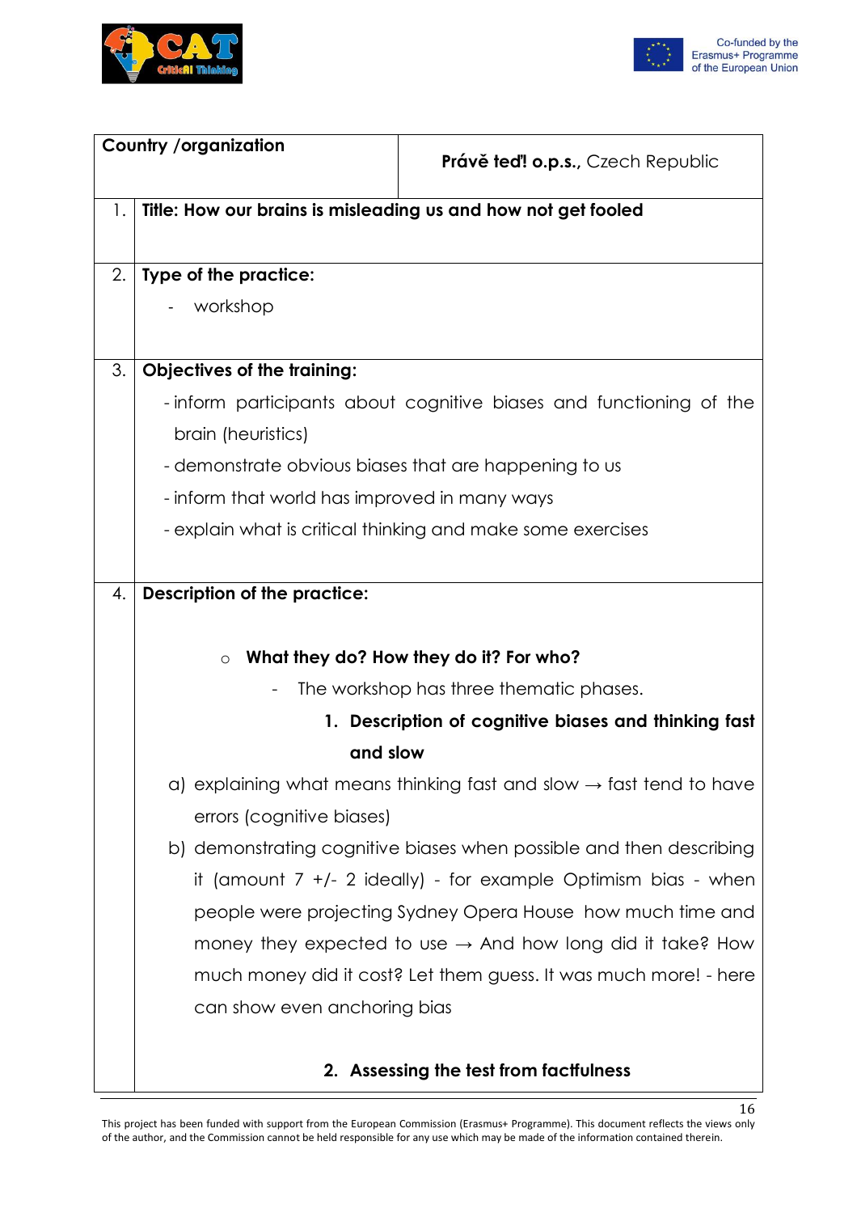| Country /organization | **Právě teď! o.p.s.**, Czech Republic |
|---|---|

1. **Title: How our brains is misleading us and how not get fooled**

2. **Type of the practice:**
   - workshop

3. **Objectives of the training:**
   - inform participants about cognitive biases and functioning of the brain (heuristics)
   - demonstrate obvious biases that are happening to us
   - inform that world has improved in many ways
   - explain what is critical thinking and make some exercises

4. **Description of the practice:**

   - **What they do? How they do it? For who?**
     - The workshop has three thematic phases.

       1. **Description of cognitive biases and thinking fast and slow**

       a) explaining what means thinking fast and slow → fast tend to have errors (cognitive biases)

       b) demonstrating cognitive biases when possible and then describing it (amount 7 +/- 2 ideally) - for example Optimism bias - when people were projecting Sydney Opera House how much time and money they expected to use → And how long did it take? How much money did it cost? Let them guess. It was much more! - here can show even anchoring bias

       2. **Assessing the test from factfulness**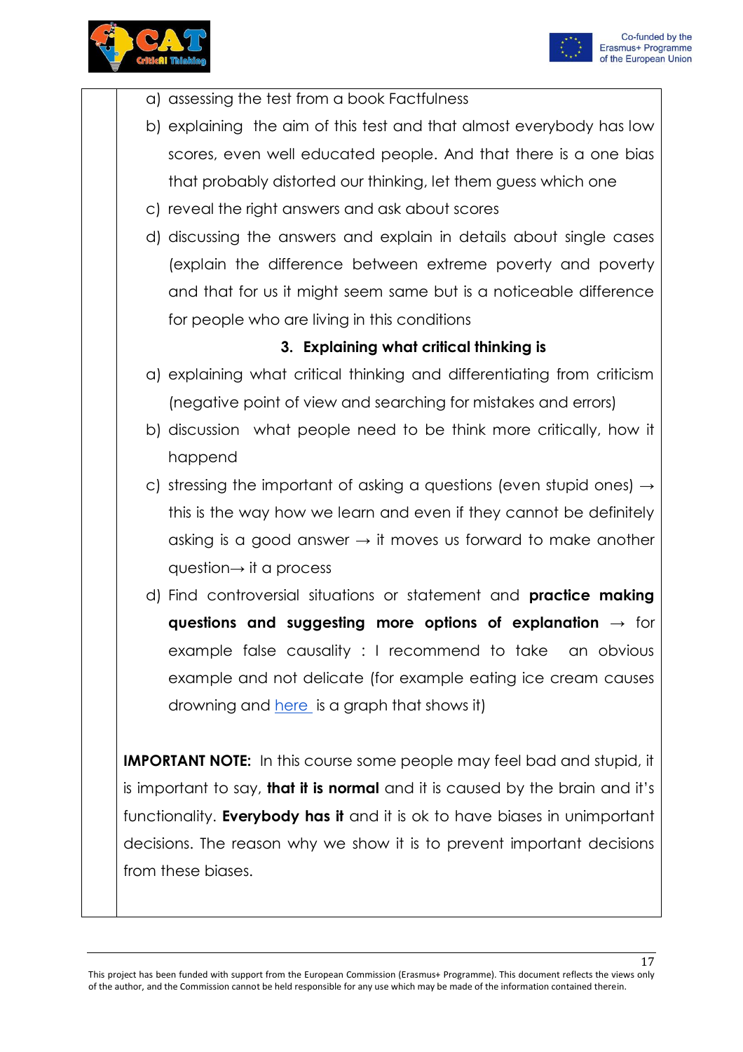a) assessing the test from a book Factfulness
b) explaining the aim of this test and that almost everybody has low scores, even well educated people. And that there is a one bias that probably distorted our thinking, let them guess which one
c) reveal the right answers and ask about scores
d) discussing the answers and explain in details about single cases (explain the difference between extreme poverty and poverty and that for us it might seem same but is a noticeable difference for people who are living in this conditions

**3. Explaining what critical thinking is**

a) explaining what critical thinking and differentiating from criticism (negative point of view and searching for mistakes and errors)
b) discussion what people need to be think more critically, how it happend
c) stressing the important of asking a questions (even stupid ones) → this is the way how we learn and even if they cannot be definitely asking is a good answer → it moves us forward to make another question→ it a process
d) Find controversial situations or statement and **practice making questions and suggesting more options of explanation** → for example false causality : I recommend to take an obvious example and not delicate (for example eating ice cream causes drowning and here is a graph that shows it)

**IMPORTANT NOTE:** In this course some people may feel bad and stupid, it is important to say, **that it is normal** and it is caused by the brain and it's functionality. **Everybody has it** and it is ok to have biases in unimportant decisions. The reason why we show it is to prevent important decisions from these biases.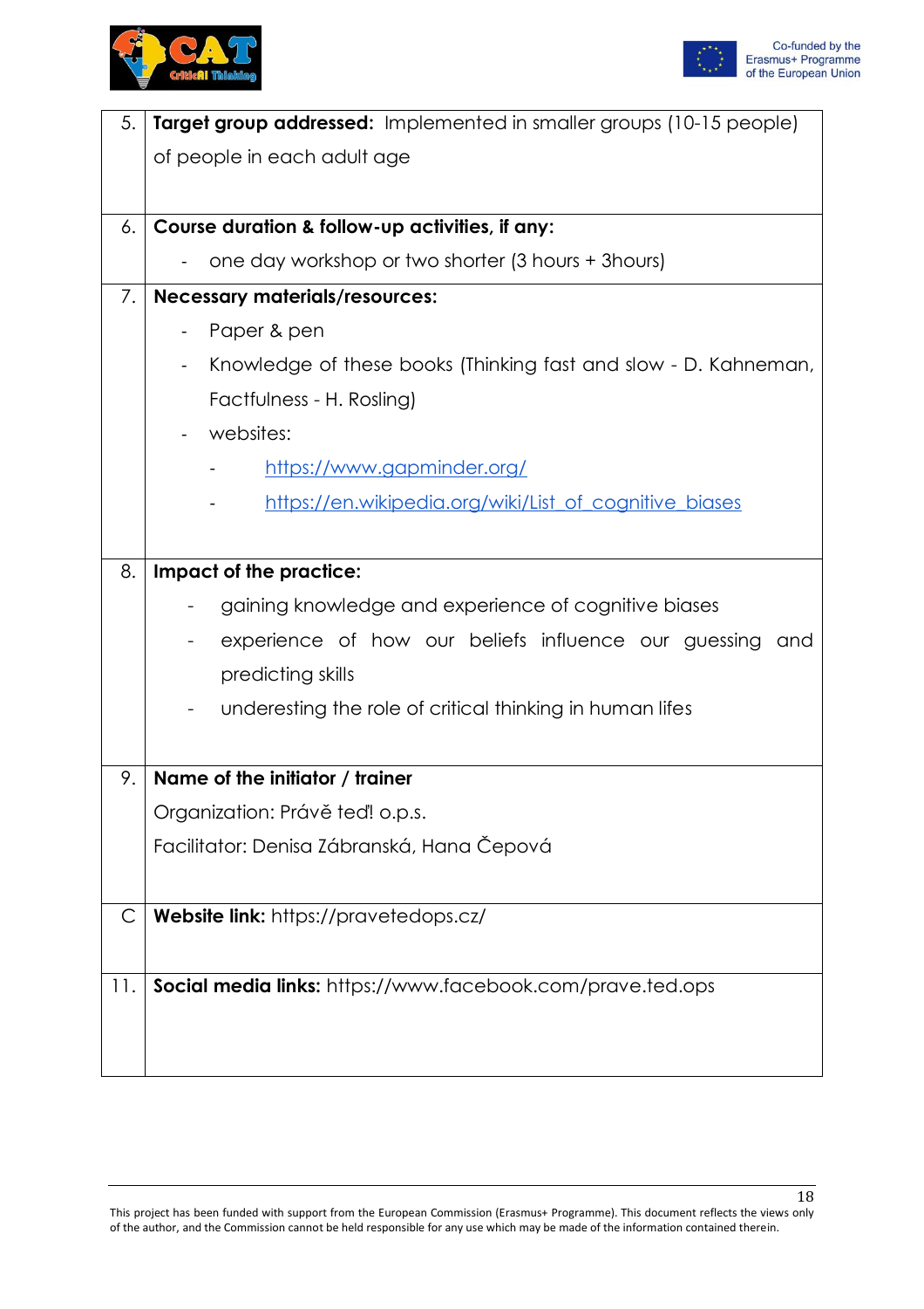| | |
|---|---|
| 5. | **Target group addressed:** Implemented in smaller groups (10-15 people) of people in each adult age |
| 6. | **Course duration & follow-up activities, if any:**<br>- one day workshop or two shorter (3 hours + 3hours) |
| 7. | **Necessary materials/resources:**<br>- Paper & pen<br>- Knowledge of these books (Thinking fast and slow - D. Kahneman, Factfulness - H. Rosling)<br>- websites:<br>  - https://www.gapminder.org/<br>  - https://en.wikipedia.org/wiki/List_of_cognitive_biases |
| 8. | **Impact of the practice:**<br>- gaining knowledge and experience of cognitive biases<br>- experience of how our beliefs influence our guessing and predicting skills<br>- underesting the role of critical thinking in human lifes |
| 9. | **Name of the initiator / trainer**<br>Organization: Právě teď! o.p.s.<br>Facilitator: Denisa Zábranská, Hana Čepová |
| C | **Website link:** https://pravetedops.cz/ |
| 11. | **Social media links:** https://www.facebook.com/prave.ted.ops |

This project has been funded with support from the European Commission (Erasmus+ Programme). This document reflects the views only of the author, and the Commission cannot be held responsible for any use which may be made of the information contained therein.